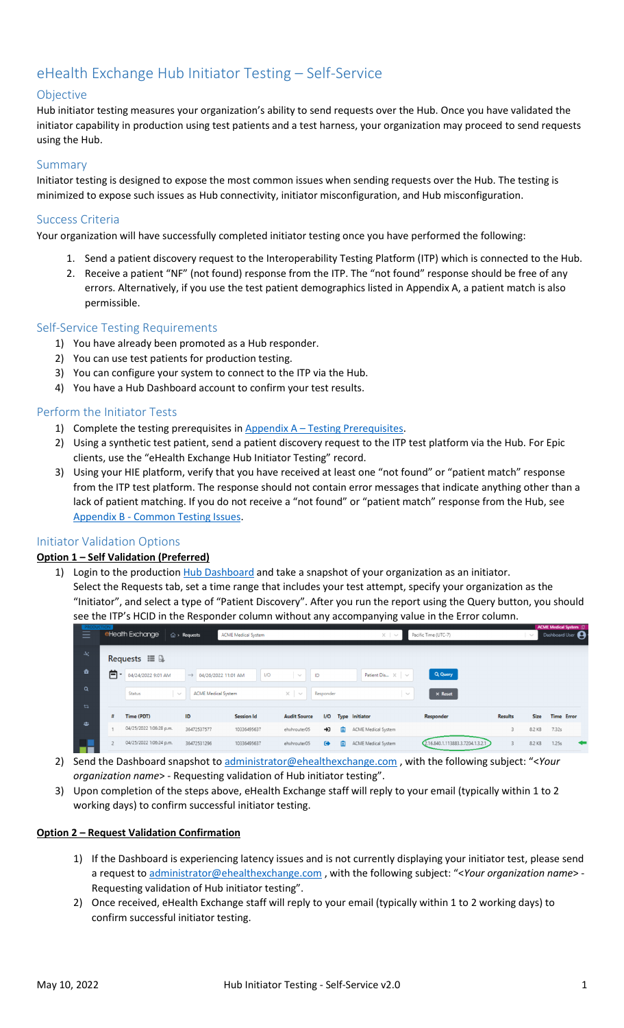# eHealth Exchange Hub Initiator Testing – Self-Service

## Objective

Hub initiator testing measures your organization's ability to send requests over the Hub. Once you have validated the initiator capability in production using test patients and a test harness, your organization may proceed to send requests using the Hub.

## Summary

Initiator testing is designed to expose the most common issues when sending requests over the Hub. The testing is minimized to expose such issues as Hub connectivity, initiator misconfiguration, and Hub misconfiguration.

## Success Criteria

Your organization will have successfully completed initiator testing once you have performed the following:

1. Send a patient discovery request to the Interoperability Testing Platform (ITP) which is connected to the Hub.
2. Receive a patient "NF" (not found) response from the ITP. The "not found" response should be free of any errors. Alternatively, if you use the test patient demographics listed in Appendix A, a patient match is also permissible.

## Self-Service Testing Requirements

1) You have already been promoted as a Hub responder.
2) You can use test patients for production testing.
3) You can configure your system to connect to the ITP via the Hub.
4) You have a Hub Dashboard account to confirm your test results.

## Perform the Initiator Tests

1) Complete the testing prerequisites in Appendix A – Testing Prerequisites.
2) Using a synthetic test patient, send a patient discovery request to the ITP test platform via the Hub. For Epic clients, use the "eHealth Exchange Hub Initiator Testing" record.
3) Using your HIE platform, verify that you have received at least one "not found" or "patient match" response from the ITP test platform. The response should not contain error messages that indicate anything other than a lack of patient matching. If you do not receive a "not found" or "patient match" response from the Hub, see Appendix B - Common Testing Issues.

## Initiator Validation Options

**Option 1 – Self Validation (Preferred)**

1) Login to the production Hub Dashboard and take a snapshot of your organization as an initiator.
   Select the Requests tab, set a time range that includes your test attempt, specify your organization as the "Initiator", and select a type of "Patient Discovery". After you run the report using the Query button, you should see the ITP's HCID in the Responder column without any accompanying value in the Error column.

| # | Time (PDT) | ID | Session Id | Audit Source | I/O | Type | Initiator | Responder | Results | Size | Time | Error |
|---|---|---|---|---|---|---|---|---|---|---|---|---|
| 1 | 04/25/2022 1:06:28 p.m. | 36472537577 | 10336495637 | ehxhrouter05 | | | ACME Medical System | | 3 | 8.2 KB | 7.32s | |
| 2 | 04/25/2022 1:06:24 p.m. | 36472531296 | 10336495637 | ehxhrouter05 | | | ACME Medical System | 2.16.840.1.113883.3.7204.1.3.2.1 | 3 | 8.2 KB | 1.25s | |

2) Send the Dashboard snapshot to administrator@ehealthexchange.com , with the following subject: "*<Your organization name>* - Requesting validation of Hub initiator testing".
3) Upon completion of the steps above, eHealth Exchange staff will reply to your email (typically within 1 to 2 working days) to confirm successful initiator testing.

**Option 2 – Request Validation Confirmation**

1) If the Dashboard is experiencing latency issues and is not currently displaying your initiator test, please send a request to administrator@ehealthexchange.com , with the following subject: "*<Your organization name>* - Requesting validation of Hub initiator testing".
2) Once received, eHealth Exchange staff will reply to your email (typically within 1 to 2 working days) to confirm successful initiator testing.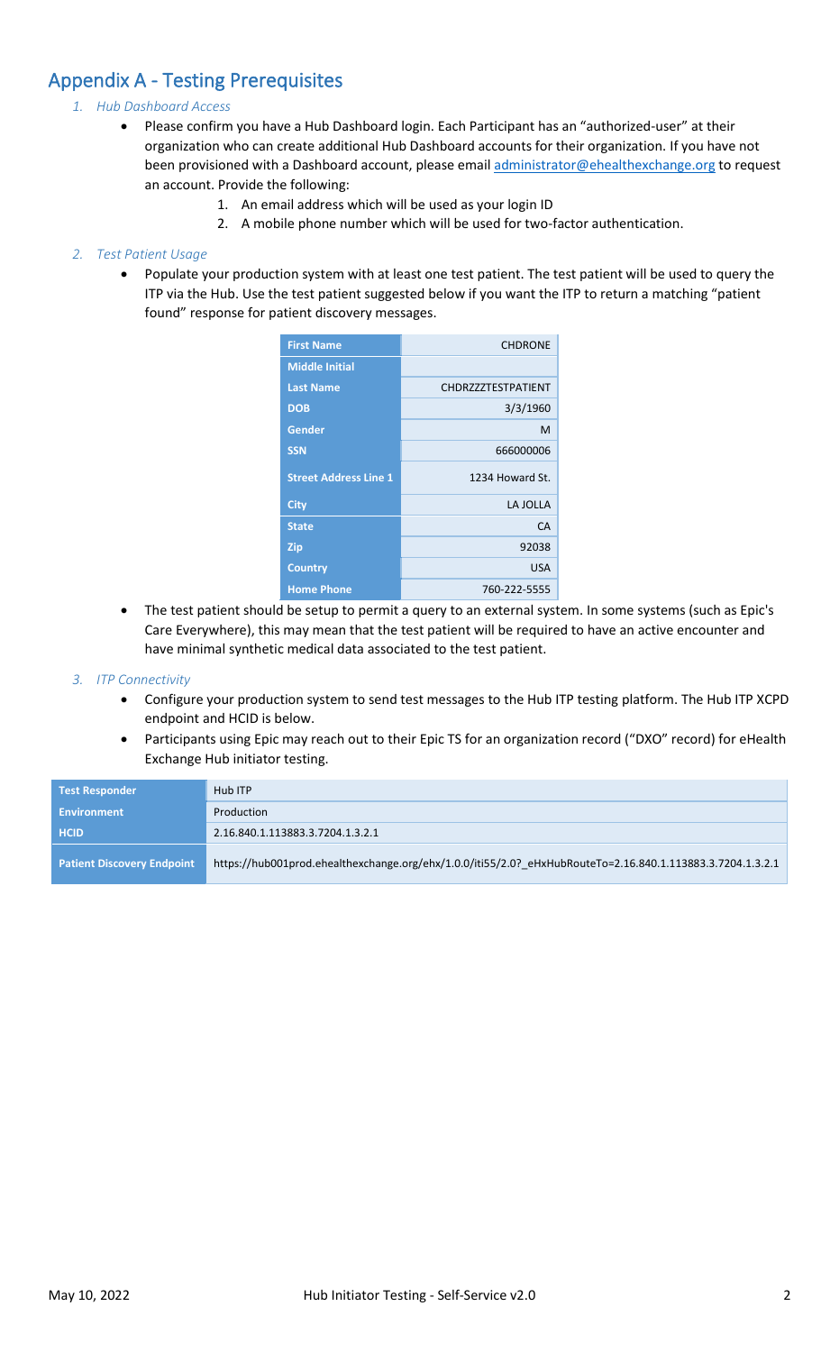## Appendix A - Testing Prerequisites

1. *Hub Dashboard Access*
   - Please confirm you have a Hub Dashboard login. Each Participant has an "authorized-user" at their organization who can create additional Hub Dashboard accounts for their organization. If you have not been provisioned with a Dashboard account, please email administrator@ehealthexchange.org to request an account. Provide the following:
     1. An email address which will be used as your login ID
     2. A mobile phone number which will be used for two-factor authentication.

2. *Test Patient Usage*
   - Populate your production system with at least one test patient. The test patient will be used to query the ITP via the Hub. Use the test patient suggested below if you want the ITP to return a matching "patient found" response for patient discovery messages.

| | |
|---|---|
| **First Name** | CHDRONE |
| **Middle Initial** | |
| **Last Name** | CHDRZZZTESTPATIENT |
| **DOB** | 3/3/1960 |
| **Gender** | M |
| **SSN** | 666000006 |
| **Street Address Line 1** | 1234 Howard St. |
| **City** | LA JOLLA |
| **State** | CA |
| **Zip** | 92038 |
| **Country** | USA |
| **Home Phone** | 760-222-5555 |

   - The test patient should be setup to permit a query to an external system. In some systems (such as Epic's Care Everywhere), this may mean that the test patient will be required to have an active encounter and have minimal synthetic medical data associated to the test patient.

3. *ITP Connectivity*
   - Configure your production system to send test messages to the Hub ITP testing platform. The Hub ITP XCPD endpoint and HCID is below.
   - Participants using Epic may reach out to their Epic TS for an organization record ("DXO" record) for eHealth Exchange Hub initiator testing.

| | |
|---|---|
| **Test Responder** | Hub ITP |
| **Environment** | Production |
| **HCID** | 2.16.840.1.113883.3.7204.1.3.2.1 |
| **Patient Discovery Endpoint** | https://hub001prod.ehealthexchange.org/ehx/1.0.0/iti55/2.0?_eHxHubRouteTo=2.16.840.1.113883.3.7204.1.3.2.1 |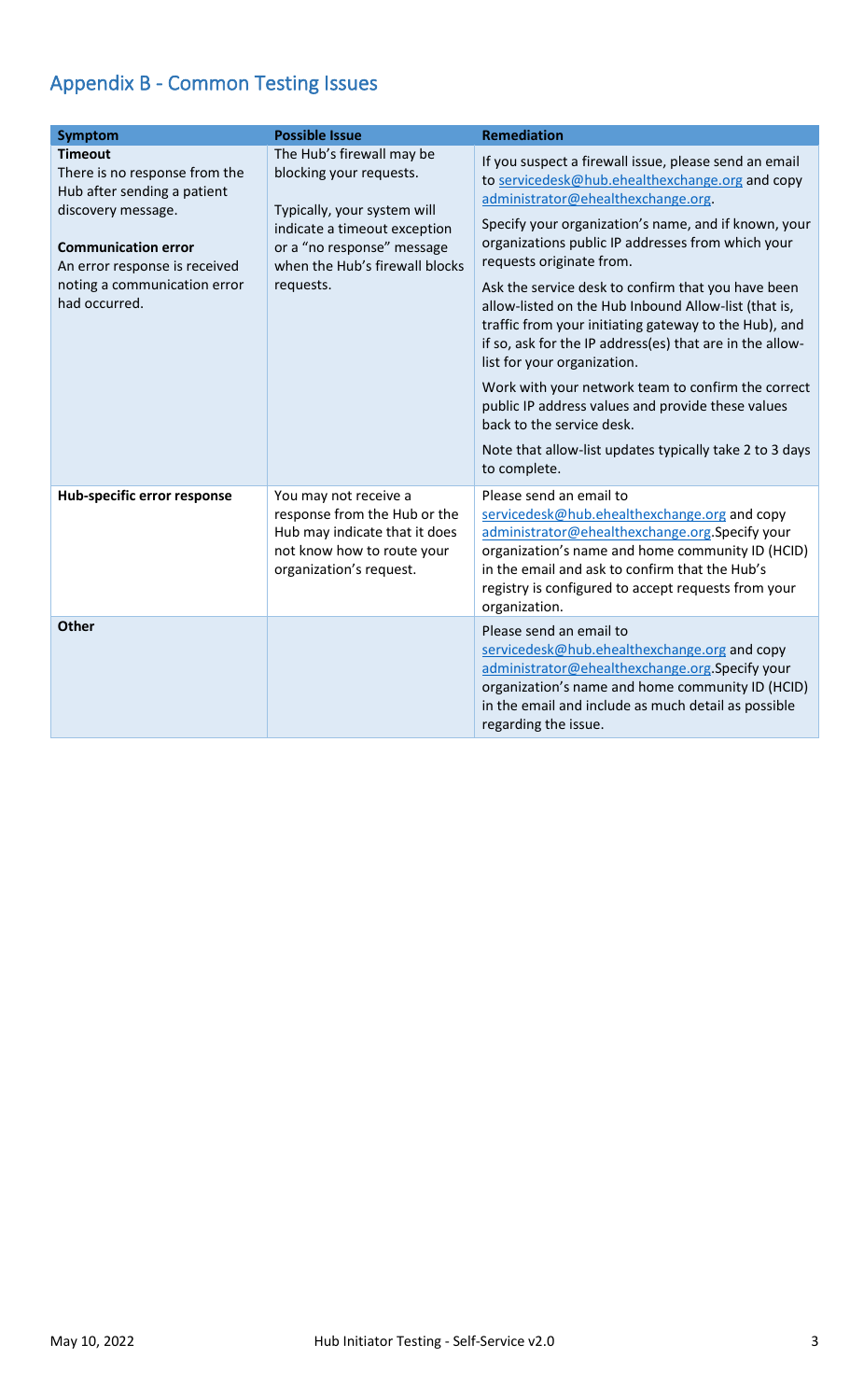## Appendix B - Common Testing Issues

| Symptom | Possible Issue | Remediation |
|---|---|---|
| **Timeout**<br>There is no response from the Hub after sending a patient discovery message.<br><br>**Communication error**<br>An error response is received noting a communication error had occurred. | The Hub's firewall may be blocking your requests.<br><br>Typically, your system will indicate a timeout exception or a "no response" message when the Hub's firewall blocks requests. | If you suspect a firewall issue, please send an email to servicedesk@hub.ehealthexchange.org and copy administrator@ehealthexchange.org.<br><br>Specify your organization's name, and if known, your organizations public IP addresses from which your requests originate from.<br><br>Ask the service desk to confirm that you have been allow-listed on the Hub Inbound Allow-list (that is, traffic from your initiating gateway to the Hub), and if so, ask for the IP address(es) that are in the allow-list for your organization.<br><br>Work with your network team to confirm the correct public IP address values and provide these values back to the service desk.<br><br>Note that allow-list updates typically take 2 to 3 days to complete. |
| **Hub-specific error response** | You may not receive a response from the Hub or the Hub may indicate that it does not know how to route your organization's request. | Please send an email to servicedesk@hub.ehealthexchange.org and copy administrator@ehealthexchange.org.Specify your organization's name and home community ID (HCID) in the email and ask to confirm that the Hub's registry is configured to accept requests from your organization. |
| **Other** | | Please send an email to servicedesk@hub.ehealthexchange.org and copy administrator@ehealthexchange.org.Specify your organization's name and home community ID (HCID) in the email and include as much detail as possible regarding the issue. |